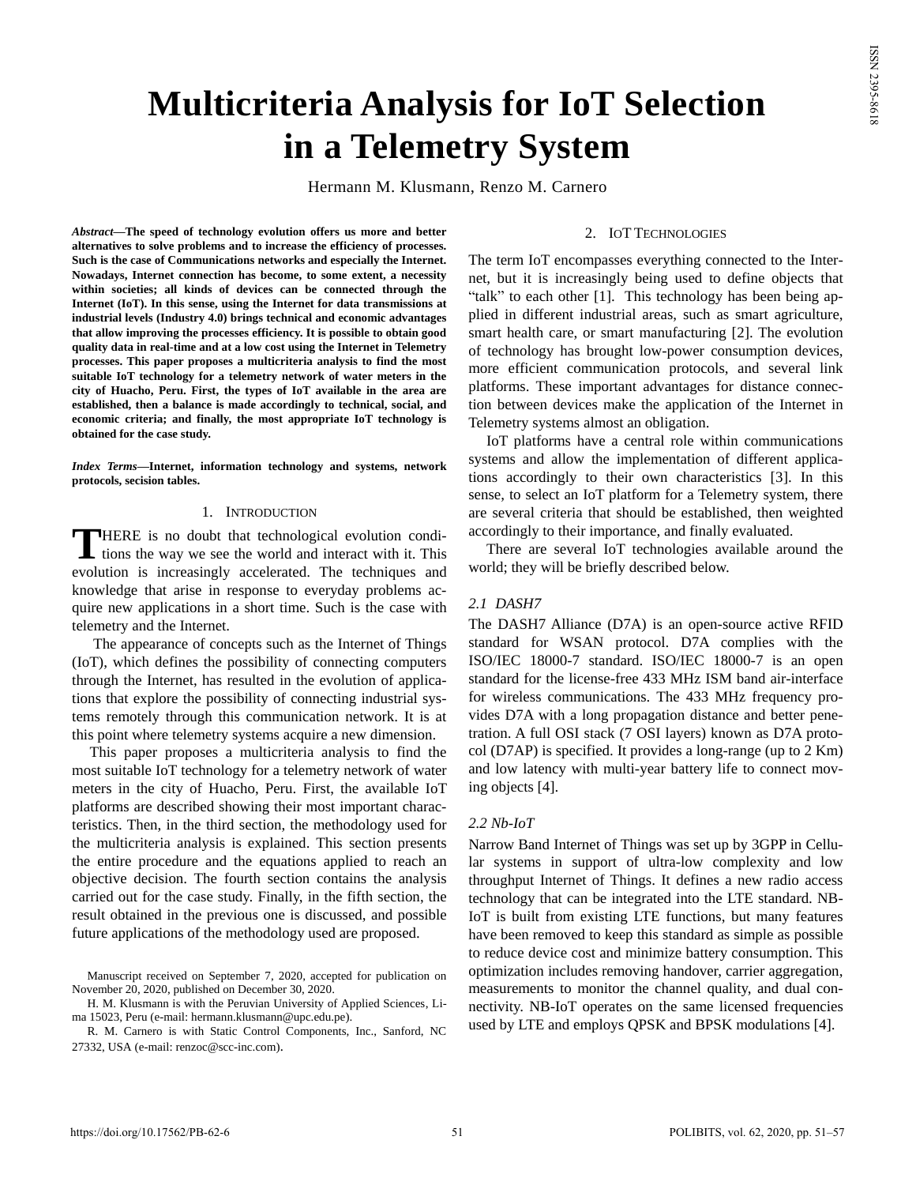# Multicriteria Analysis for IoT Selection in a Telemetry System

Hermann M. Klusmann, Renzo M. Carnero

***Abstract*—The speed of technology evolution offers us more and better alternatives to solve problems and to increase the efficiency of processes. Such is the case of Communications networks and especially the Internet. Nowadays, Internet connection has become, to some extent, a necessity within societies; all kinds of devices can be connected through the Internet (IoT). In this sense, using the Internet for data transmissions at industrial levels (Industry 4.0) brings technical and economic advantages that allow improving the processes efficiency. It is possible to obtain good quality data in real-time and at a low cost using the Internet in Telemetry processes. This paper proposes a multicriteria analysis to find the most suitable IoT technology for a telemetry network of water meters in the city of Huacho, Peru. First, the types of IoT available in the area are established, then a balance is made accordingly to technical, social, and economic criteria; and finally, the most appropriate IoT technology is obtained for the case study.**

***Index Terms*—Internet, information technology and systems, network protocols, secision tables.**

## 1. Introduction

THERE is no doubt that technological evolution conditions the way we see the world and interact with it. This evolution is increasingly accelerated. The techniques and knowledge that arise in response to everyday problems acquire new applications in a short time. Such is the case with telemetry and the Internet.

The appearance of concepts such as the Internet of Things (IoT), which defines the possibility of connecting computers through the Internet, has resulted in the evolution of applications that explore the possibility of connecting industrial systems remotely through this communication network. It is at this point where telemetry systems acquire a new dimension.

This paper proposes a multicriteria analysis to find the most suitable IoT technology for a telemetry network of water meters in the city of Huacho, Peru. First, the available IoT platforms are described showing their most important characteristics. Then, in the third section, the methodology used for the multicriteria analysis is explained. This section presents the entire procedure and the equations applied to reach an objective decision. The fourth section contains the analysis carried out for the case study. Finally, in the fifth section, the result obtained in the previous one is discussed, and possible future applications of the methodology used are proposed.

Manuscript received on September 7, 2020, accepted for publication on November 20, 2020, published on December 30, 2020.

H. M. Klusmann is with the Peruvian University of Applied Sciences, Lima 15023, Peru (e-mail: hermann.klusmann@upc.edu.pe).

R. M. Carnero is with Static Control Components, Inc., Sanford, NC 27332, USA (e-mail: renzoc@scc-inc.com).

## 2. IoT Technologies

The term IoT encompasses everything connected to the Internet, but it is increasingly being used to define objects that "talk" to each other [1]. This technology has been being applied in different industrial areas, such as smart agriculture, smart health care, or smart manufacturing [2]. The evolution of technology has brought low-power consumption devices, more efficient communication protocols, and several link platforms. These important advantages for distance connection between devices make the application of the Internet in Telemetry systems almost an obligation.

IoT platforms have a central role within communications systems and allow the implementation of different applications accordingly to their own characteristics [3]. In this sense, to select an IoT platform for a Telemetry system, there are several criteria that should be established, then weighted accordingly to their importance, and finally evaluated.

There are several IoT technologies available around the world; they will be briefly described below.

### *2.1 DASH7*

The DASH7 Alliance (D7A) is an open-source active RFID standard for WSAN protocol. D7A complies with the ISO/IEC 18000-7 standard. ISO/IEC 18000-7 is an open standard for the license-free 433 MHz ISM band air-interface for wireless communications. The 433 MHz frequency provides D7A with a long propagation distance and better penetration. A full OSI stack (7 OSI layers) known as D7A protocol (D7AP) is specified. It provides a long-range (up to 2 Km) and low latency with multi-year battery life to connect moving objects [4].

### *2.2 Nb-IoT*

Narrow Band Internet of Things was set up by 3GPP in Cellular systems in support of ultra-low complexity and low throughput Internet of Things. It defines a new radio access technology that can be integrated into the LTE standard. NB-IoT is built from existing LTE functions, but many features have been removed to keep this standard as simple as possible to reduce device cost and minimize battery consumption. This optimization includes removing handover, carrier aggregation, measurements to monitor the channel quality, and dual connectivity. NB-IoT operates on the same licensed frequencies used by LTE and employs QPSK and BPSK modulations [4].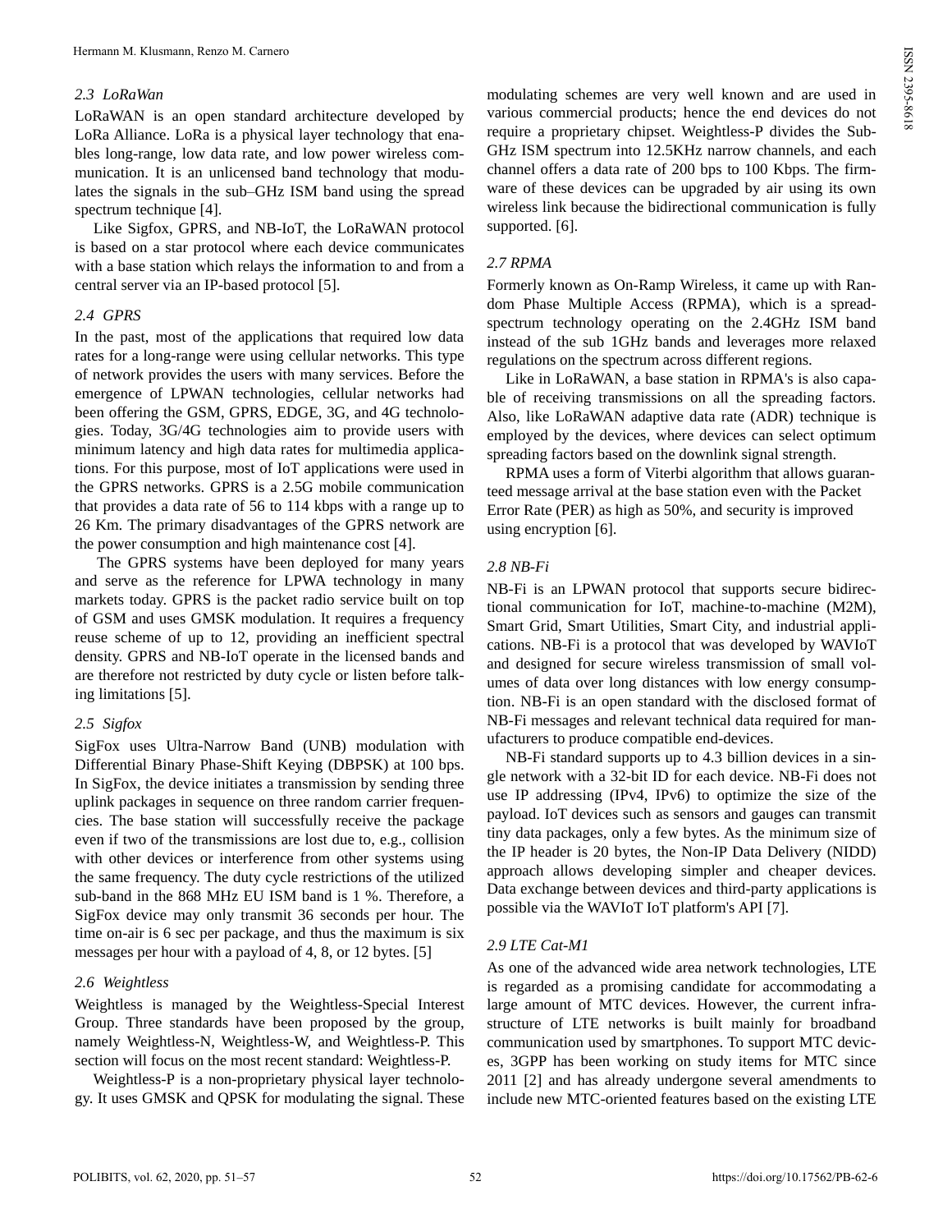### 2.3 LoRaWan

LoRaWAN is an open standard architecture developed by LoRa Alliance. LoRa is a physical layer technology that enables long-range, low data rate, and low power wireless communication. It is an unlicensed band technology that modulates the signals in the sub–GHz ISM band using the spread spectrum technique [4].

Like Sigfox, GPRS, and NB-IoT, the LoRaWAN protocol is based on a star protocol where each device communicates with a base station which relays the information to and from a central server via an IP-based protocol [5].

### 2.4 GPRS

In the past, most of the applications that required low data rates for a long-range were using cellular networks. This type of network provides the users with many services. Before the emergence of LPWAN technologies, cellular networks had been offering the GSM, GPRS, EDGE, 3G, and 4G technologies. Today, 3G/4G technologies aim to provide users with minimum latency and high data rates for multimedia applications. For this purpose, most of IoT applications were used in the GPRS networks. GPRS is a 2.5G mobile communication that provides a data rate of 56 to 114 kbps with a range up to 26 Km. The primary disadvantages of the GPRS network are the power consumption and high maintenance cost [4].

The GPRS systems have been deployed for many years and serve as the reference for LPWA technology in many markets today. GPRS is the packet radio service built on top of GSM and uses GMSK modulation. It requires a frequency reuse scheme of up to 12, providing an inefficient spectral density. GPRS and NB-IoT operate in the licensed bands and are therefore not restricted by duty cycle or listen before talking limitations [5].

### 2.5 Sigfox

SigFox uses Ultra-Narrow Band (UNB) modulation with Differential Binary Phase-Shift Keying (DBPSK) at 100 bps. In SigFox, the device initiates a transmission by sending three uplink packages in sequence on three random carrier frequencies. The base station will successfully receive the package even if two of the transmissions are lost due to, e.g., collision with other devices or interference from other systems using the same frequency. The duty cycle restrictions of the utilized sub-band in the 868 MHz EU ISM band is 1 %. Therefore, a SigFox device may only transmit 36 seconds per hour. The time on-air is 6 sec per package, and thus the maximum is six messages per hour with a payload of 4, 8, or 12 bytes. [5]

### 2.6 Weightless

Weightless is managed by the Weightless-Special Interest Group. Three standards have been proposed by the group, namely Weightless-N, Weightless-W, and Weightless-P. This section will focus on the most recent standard: Weightless-P.

Weightless-P is a non-proprietary physical layer technology. It uses GMSK and QPSK for modulating the signal. These modulating schemes are very well known and are used in various commercial products; hence the end devices do not require a proprietary chipset. Weightless-P divides the Sub-GHz ISM spectrum into 12.5KHz narrow channels, and each channel offers a data rate of 200 bps to 100 Kbps. The firmware of these devices can be upgraded by air using its own wireless link because the bidirectional communication is fully supported. [6].

### 2.7 RPMA

Formerly known as On-Ramp Wireless, it came up with Random Phase Multiple Access (RPMA), which is a spread-spectrum technology operating on the 2.4GHz ISM band instead of the sub 1GHz bands and leverages more relaxed regulations on the spectrum across different regions.

Like in LoRaWAN, a base station in RPMA's is also capable of receiving transmissions on all the spreading factors. Also, like LoRaWAN adaptive data rate (ADR) technique is employed by the devices, where devices can select optimum spreading factors based on the downlink signal strength.

RPMA uses a form of Viterbi algorithm that allows guaranteed message arrival at the base station even with the Packet Error Rate (PER) as high as 50%, and security is improved using encryption [6].

### 2.8 NB-Fi

NB-Fi is an LPWAN protocol that supports secure bidirectional communication for IoT, machine-to-machine (M2M), Smart Grid, Smart Utilities, Smart City, and industrial applications. NB-Fi is a protocol that was developed by WAVIoT and designed for secure wireless transmission of small volumes of data over long distances with low energy consumption. NB-Fi is an open standard with the disclosed format of NB-Fi messages and relevant technical data required for manufacturers to produce compatible end-devices.

NB-Fi standard supports up to 4.3 billion devices in a single network with a 32-bit ID for each device. NB-Fi does not use IP addressing (IPv4, IPv6) to optimize the size of the payload. IoT devices such as sensors and gauges can transmit tiny data packages, only a few bytes. As the minimum size of the IP header is 20 bytes, the Non-IP Data Delivery (NIDD) approach allows developing simpler and cheaper devices. Data exchange between devices and third-party applications is possible via the WAVIoT IoT platform's API [7].

### 2.9 LTE Cat-M1

As one of the advanced wide area network technologies, LTE is regarded as a promising candidate for accommodating a large amount of MTC devices. However, the current infrastructure of LTE networks is built mainly for broadband communication used by smartphones. To support MTC devices, 3GPP has been working on study items for MTC since 2011 [2] and has already undergone several amendments to include new MTC-oriented features based on the existing LTE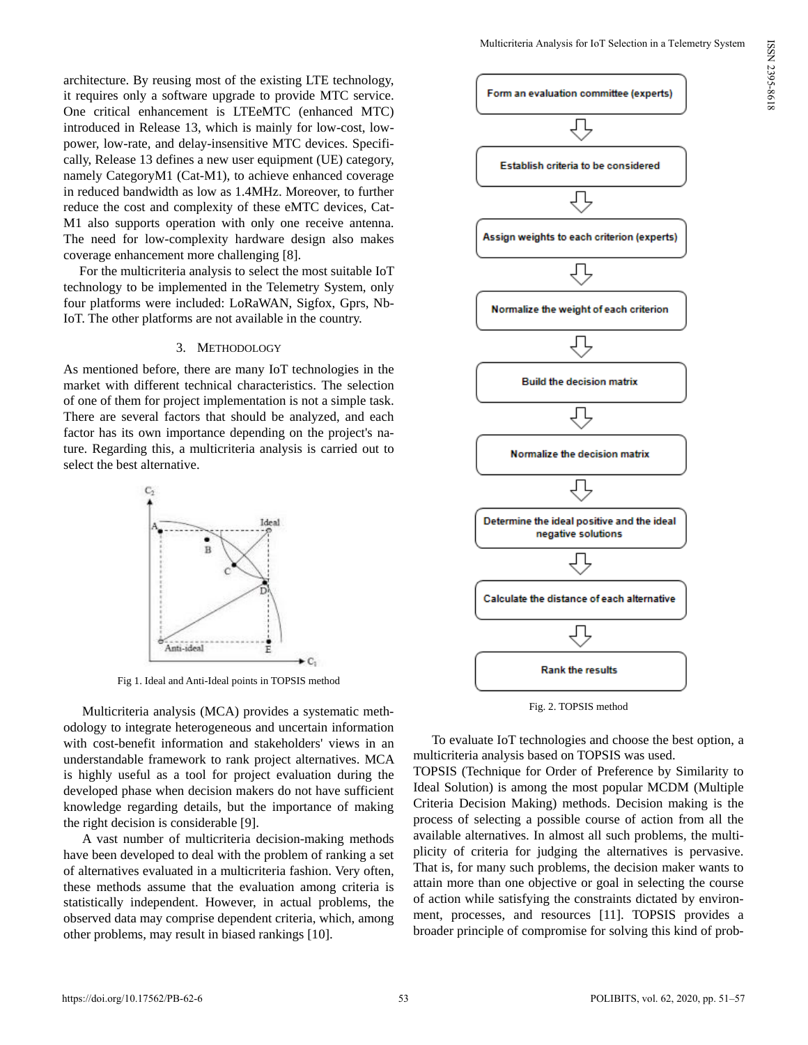architecture. By reusing most of the existing LTE technology, it requires only a software upgrade to provide MTC service. One critical enhancement is LTEeMTC (enhanced MTC) introduced in Release 13, which is mainly for low-cost, low-power, low-rate, and delay-insensitive MTC devices. Specifically, Release 13 defines a new user equipment (UE) category, namely CategoryM1 (Cat-M1), to achieve enhanced coverage in reduced bandwidth as low as 1.4MHz. Moreover, to further reduce the cost and complexity of these eMTC devices, Cat-M1 also supports operation with only one receive antenna. The need for low-complexity hardware design also makes coverage enhancement more challenging [8].

For the multicriteria analysis to select the most suitable IoT technology to be implemented in the Telemetry System, only four platforms were included: LoRaWAN, Sigfox, Gprs, Nb-IoT. The other platforms are not available in the country.

## 3. Methodology

As mentioned before, there are many IoT technologies in the market with different technical characteristics. The selection of one of them for project implementation is not a simple task. There are several factors that should be analyzed, and each factor has its own importance depending on the project's nature. Regarding this, a multicriteria analysis is carried out to select the best alternative.

Fig 1. Ideal and Anti-Ideal points in TOPSIS method

Multicriteria analysis (MCA) provides a systematic methodology to integrate heterogeneous and uncertain information with cost-benefit information and stakeholders' views in an understandable framework to rank project alternatives. MCA is highly useful as a tool for project evaluation during the developed phase when decision makers do not have sufficient knowledge regarding details, but the importance of making the right decision is considerable [9].

A vast number of multicriteria decision-making methods have been developed to deal with the problem of ranking a set of alternatives evaluated in a multicriteria fashion. Very often, these methods assume that the evaluation among criteria is statistically independent. However, in actual problems, the observed data may comprise dependent criteria, which, among other problems, may result in biased rankings [10].

Form an evaluation committee (experts) → Establish criteria to be considered → Assign weights to each criterion (experts) → Normalize the weight of each criterion → Build the decision matrix → Normalize the decision matrix → Determine the ideal positive and the ideal negative solutions → Calculate the distance of each alternative → Rank the results

Fig. 2. TOPSIS method

To evaluate IoT technologies and choose the best option, a multicriteria analysis based on TOPSIS was used.

TOPSIS (Technique for Order of Preference by Similarity to Ideal Solution) is among the most popular MCDM (Multiple Criteria Decision Making) methods. Decision making is the process of selecting a possible course of action from all the available alternatives. In almost all such problems, the multiplicity of criteria for judging the alternatives is pervasive. That is, for many such problems, the decision maker wants to attain more than one objective or goal in selecting the course of action while satisfying the constraints dictated by environment, processes, and resources [11]. TOPSIS provides a broader principle of compromise for solving this kind of prob-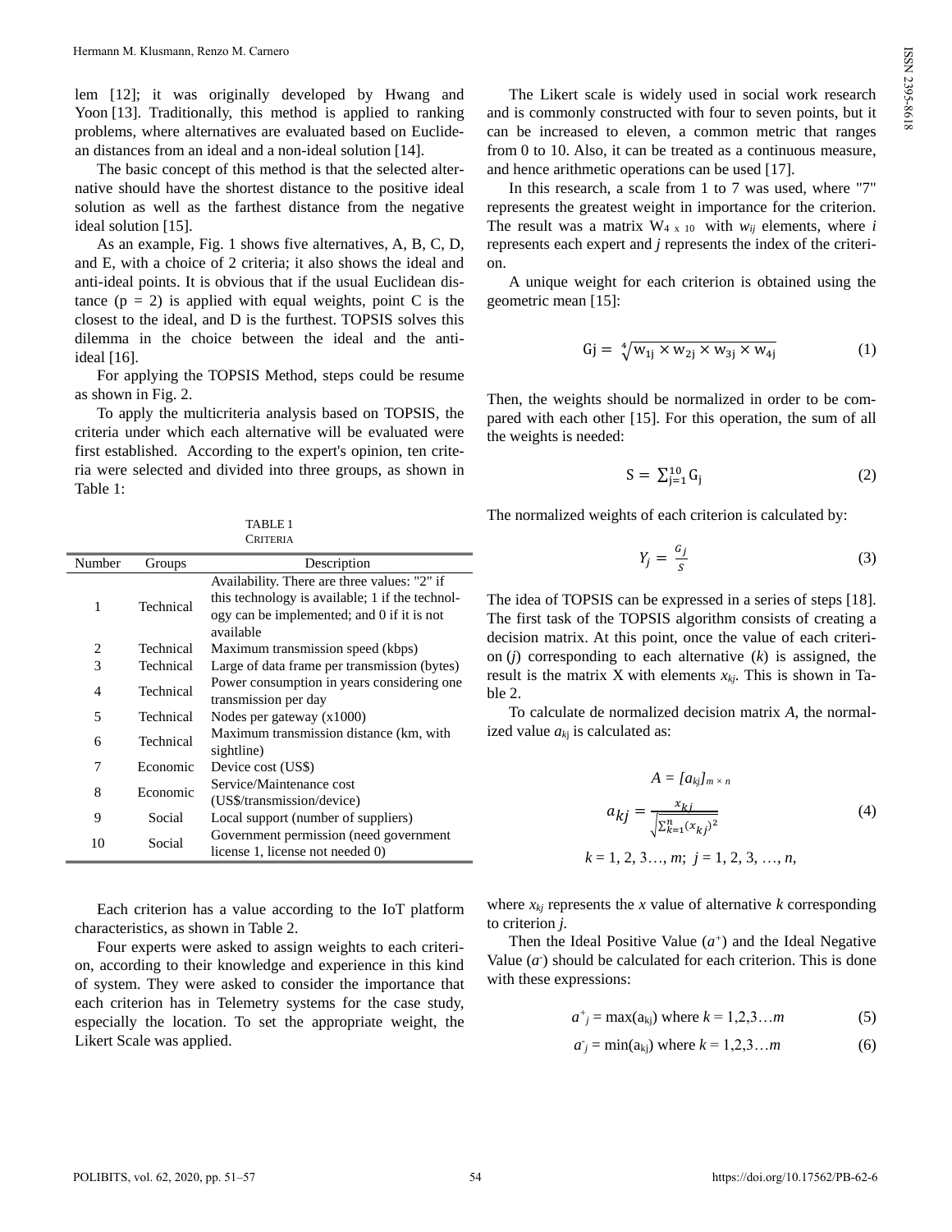lem [12]; it was originally developed by Hwang and Yoon [13]. Traditionally, this method is applied to ranking problems, where alternatives are evaluated based on Euclidean distances from an ideal and a non-ideal solution [14].

The basic concept of this method is that the selected alternative should have the shortest distance to the positive ideal solution as well as the farthest distance from the negative ideal solution [15].

As an example, Fig. 1 shows five alternatives, A, B, C, D, and E, with a choice of 2 criteria; it also shows the ideal and anti-ideal points. It is obvious that if the usual Euclidean distance ($p = 2$) is applied with equal weights, point C is the closest to the ideal, and D is the furthest. TOPSIS solves this dilemma in the choice between the ideal and the anti-ideal [16].

For applying the TOPSIS Method, steps could be resume as shown in Fig. 2.

To apply the multicriteria analysis based on TOPSIS, the criteria under which each alternative will be evaluated were first established. According to the expert's opinion, ten criteria were selected and divided into three groups, as shown in Table 1:

TABLE 1
CRITERIA

| Number | Groups | Description |
|---|---|---|
| 1 | Technical | Availability. There are three values: "2" if this technology is available; 1 if the technology can be implemented; and 0 if it is not available |
| 2 | Technical | Maximum transmission speed (kbps) |
| 3 | Technical | Large of data frame per transmission (bytes) |
| 4 | Technical | Power consumption in years considering one transmission per day |
| 5 | Technical | Nodes per gateway (x1000) |
| 6 | Technical | Maximum transmission distance (km, with sightline) |
| 7 | Economic | Device cost (US$) |
| 8 | Economic | Service/Maintenance cost (US$/transmission/device) |
| 9 | Social | Local support (number of suppliers) |
| 10 | Social | Government permission (need government license 1, license not needed 0) |

Each criterion has a value according to the IoT platform characteristics, as shown in Table 2.

Four experts were asked to assign weights to each criterion, according to their knowledge and experience in this kind of system. They were asked to consider the importance that each criterion has in Telemetry systems for the case study, especially the location. To set the appropriate weight, the Likert Scale was applied.

The Likert scale is widely used in social work research and is commonly constructed with four to seven points, but it can be increased to eleven, a common metric that ranges from 0 to 10. Also, it can be treated as a continuous measure, and hence arithmetic operations can be used [17].

In this research, a scale from 1 to 7 was used, where "7" represents the greatest weight in importance for the criterion. The result was a matrix $W_{4 \times 10}$ with $w_{ij}$ elements, where $i$ represents each expert and $j$ represents the index of the criterion.

A unique weight for each criterion is obtained using the geometric mean [15]:

$$\mathrm{Gj} = \sqrt[4]{\mathrm{w_{1j}} \times \mathrm{w_{2j}} \times \mathrm{w_{3j}} \times \mathrm{w_{4j}}} \tag{1}$$

Then, the weights should be normalized in order to be compared with each other [15]. For this operation, the sum of all the weights is needed:

$$\mathrm{S} = \sum_{\mathrm{j=1}}^{10} \mathrm{G_j} \tag{2}$$

The normalized weights of each criterion is calculated by:

$$Y_j = \frac{G_j}{S} \tag{3}$$

The idea of TOPSIS can be expressed in a series of steps [18]. The first task of the TOPSIS algorithm consists of creating a decision matrix. At this point, once the value of each criterion ($j$) corresponding to each alternative ($k$) is assigned, the result is the matrix X with elements $x_{kj}$. This is shown in Table 2.

To calculate de normalized decision matrix $A$, the normalized value $a_{kj}$ is calculated as:

$$A = [a_{kj}]_{m \times n}$$

$$a_{kj} = \frac{x_{kj}}{\sqrt{\sum_{k=1}^{n} (x_{kj})^2}} \tag{4}$$

$$k = 1, 2, 3\ldots, m;\; j = 1, 2, 3, \ldots, n,$$

where $x_{kj}$ represents the $x$ value of alternative $k$ corresponding to criterion $j$.

Then the Ideal Positive Value ($a^+$) and the Ideal Negative Value ($a^-$) should be calculated for each criterion. This is done with these expressions:

$$a^+_j = \max(a_{kj}) \text{ where } k = 1,2,3\ldots m \tag{5}$$

$$a^-_j = \min(a_{kj}) \text{ where } k = 1,2,3\ldots m \tag{6}$$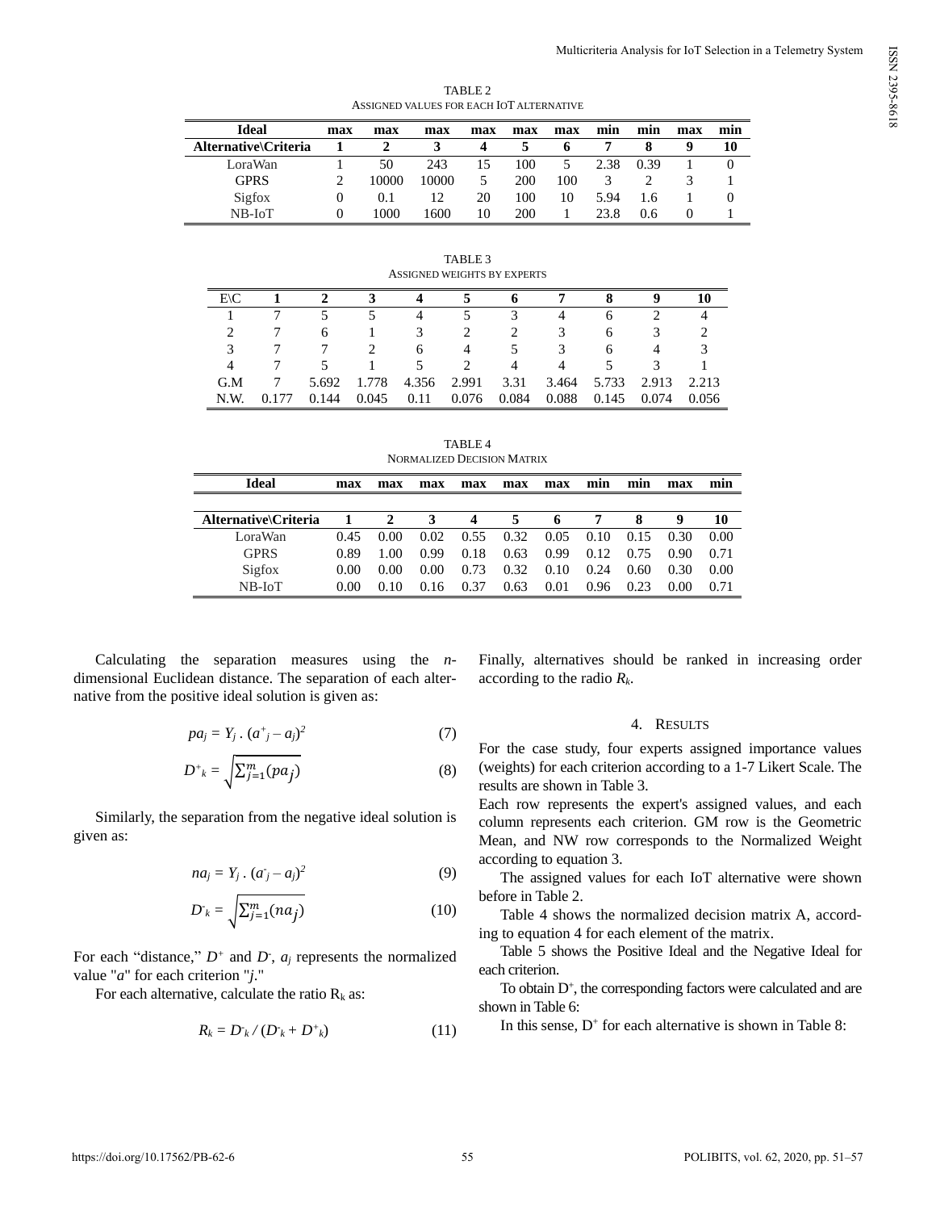TABLE 2
ASSIGNED VALUES FOR EACH IOT ALTERNATIVE

| Ideal | max | max | max | max | max | max | min | min | max | min |
|---|---|---|---|---|---|---|---|---|---|---|
| **Alternative\Criteria** | **1** | **2** | **3** | **4** | **5** | **6** | **7** | **8** | **9** | **10** |
| LoraWan | 1 | 50 | 243 | 15 | 100 | 5 | 2.38 | 0.39 | 1 | 0 |
| GPRS | 2 | 10000 | 10000 | 5 | 200 | 100 | 3 | 2 | 3 | 1 |
| Sigfox | 0 | 0.1 | 12 | 20 | 100 | 10 | 5.94 | 1.6 | 1 | 0 |
| NB-IoT | 0 | 1000 | 1600 | 10 | 200 | 1 | 23.8 | 0.6 | 0 | 1 |

TABLE 3
ASSIGNED WEIGHTS BY EXPERTS

| E\C | 1 | 2 | 3 | 4 | 5 | 6 | 7 | 8 | 9 | 10 |
|---|---|---|---|---|---|---|---|---|---|---|
| 1 | 7 | 5 | 5 | 4 | 5 | 3 | 4 | 6 | 2 | 4 |
| 2 | 7 | 6 | 1 | 3 | 2 | 2 | 3 | 6 | 3 | 2 |
| 3 | 7 | 7 | 2 | 6 | 4 | 5 | 3 | 6 | 4 | 3 |
| 4 | 7 | 5 | 1 | 5 | 2 | 4 | 4 | 5 | 3 | 1 |
| G.M | 7 | 5.692 | 1.778 | 4.356 | 2.991 | 3.31 | 3.464 | 5.733 | 2.913 | 2.213 |
| N.W. | 0.177 | 0.144 | 0.045 | 0.11 | 0.076 | 0.084 | 0.088 | 0.145 | 0.074 | 0.056 |

TABLE 4
NORMALIZED DECISION MATRIX

| Ideal | max | max | max | max | max | max | min | min | max | min |
|---|---|---|---|---|---|---|---|---|---|---|
| **Alternative\Criteria** | **1** | **2** | **3** | **4** | **5** | **6** | **7** | **8** | **9** | **10** |
| LoraWan | 0.45 | 0.00 | 0.02 | 0.55 | 0.32 | 0.05 | 0.10 | 0.15 | 0.30 | 0.00 |
| GPRS | 0.89 | 1.00 | 0.99 | 0.18 | 0.63 | 0.99 | 0.12 | 0.75 | 0.90 | 0.71 |
| Sigfox | 0.00 | 0.00 | 0.00 | 0.73 | 0.32 | 0.10 | 0.24 | 0.60 | 0.30 | 0.00 |
| NB-IoT | 0.00 | 0.10 | 0.16 | 0.37 | 0.63 | 0.01 | 0.96 | 0.23 | 0.00 | 0.71 |

Calculating the separation measures using the *n*-dimensional Euclidean distance. The separation of each alternative from the positive ideal solution is given as:

$$pa_j = Y_j \,.\, (a^+_j - a_j)^2 \tag{7}$$

$$D^+_k = \sqrt{\sum_{j=1}^{m}(pa_j)} \tag{8}$$

Similarly, the separation from the negative ideal solution is given as:

$$na_j = Y_j \,.\, (a^-_j - a_j)^2 \tag{9}$$

$$D^-_k = \sqrt{\sum_{j=1}^{m}(na_j)} \tag{10}$$

For each "distance," $D^+$ and $D^-$, $a_j$ represents the normalized value "*a*" for each criterion "*j*."

For each alternative, calculate the ratio $R_k$ as:

$$R_k = D^-_k / (D^-_k + D^+_k) \tag{11}$$

Finally, alternatives should be ranked in increasing order according to the radio $R_k$.

## 4. RESULTS

For the case study, four experts assigned importance values (weights) for each criterion according to a 1-7 Likert Scale. The results are shown in Table 3.

Each row represents the expert's assigned values, and each column represents each criterion. GM row is the Geometric Mean, and NW row corresponds to the Normalized Weight according to equation 3.

The assigned values for each IoT alternative were shown before in Table 2.

Table 4 shows the normalized decision matrix A, according to equation 4 for each element of the matrix.

Table 5 shows the Positive Ideal and the Negative Ideal for each criterion.

To obtain $D^+$, the corresponding factors were calculated and are shown in Table 6:

In this sense, $D^+$ for each alternative is shown in Table 8: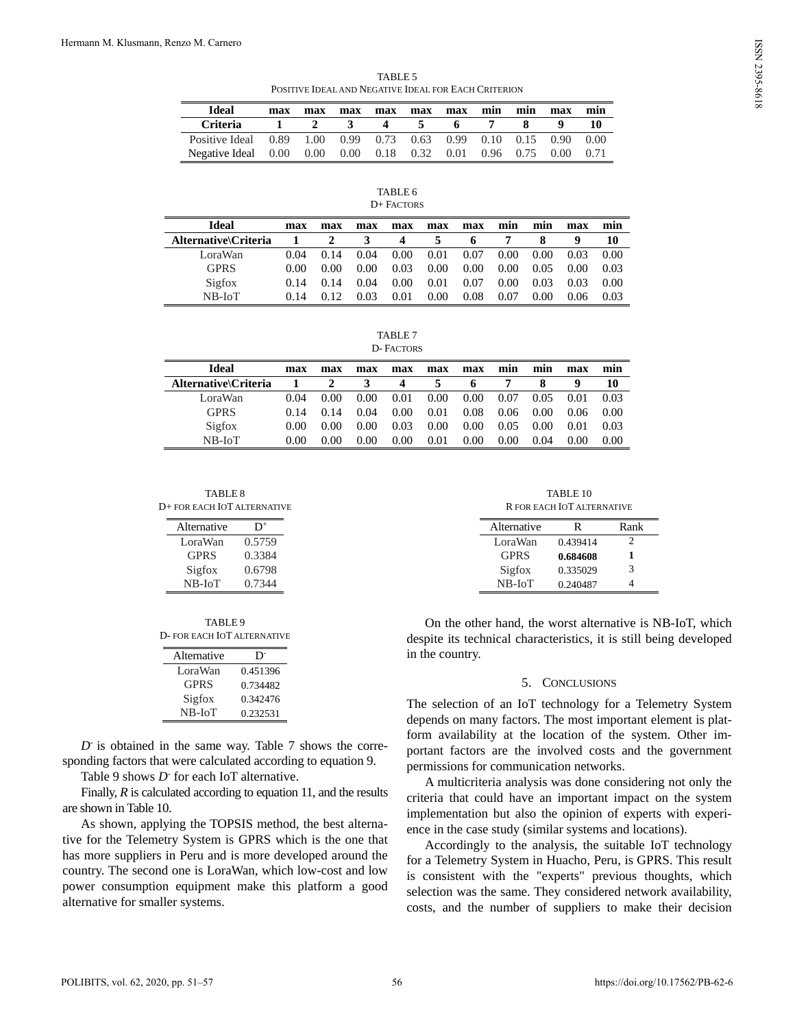TABLE 5
POSITIVE IDEAL AND NEGATIVE IDEAL FOR EACH CRITERION

| Ideal | max | max | max | max | max | max | min | min | max | min |
|---|---|---|---|---|---|---|---|---|---|---|
| Criteria | 1 | 2 | 3 | 4 | 5 | 6 | 7 | 8 | 9 | 10 |
| Positive Ideal | 0.89 | 1.00 | 0.99 | 0.73 | 0.63 | 0.99 | 0.10 | 0.15 | 0.90 | 0.00 |
| Negative Ideal | 0.00 | 0.00 | 0.00 | 0.18 | 0.32 | 0.01 | 0.96 | 0.75 | 0.00 | 0.71 |

TABLE 6
D+ FACTORS

| Ideal | max | max | max | max | max | max | min | min | max | min |
|---|---|---|---|---|---|---|---|---|---|---|
| Alternative\Criteria | 1 | 2 | 3 | 4 | 5 | 6 | 7 | 8 | 9 | 10 |
| LoraWan | 0.04 | 0.14 | 0.04 | 0.00 | 0.01 | 0.07 | 0.00 | 0.00 | 0.03 | 0.00 |
| GPRS | 0.00 | 0.00 | 0.00 | 0.03 | 0.00 | 0.00 | 0.00 | 0.05 | 0.00 | 0.03 |
| Sigfox | 0.14 | 0.14 | 0.04 | 0.00 | 0.01 | 0.07 | 0.00 | 0.03 | 0.03 | 0.00 |
| NB-IoT | 0.14 | 0.12 | 0.03 | 0.01 | 0.00 | 0.08 | 0.07 | 0.00 | 0.06 | 0.03 |

TABLE 7
D- FACTORS

| Ideal | max | max | max | max | max | max | min | min | max | min |
|---|---|---|---|---|---|---|---|---|---|---|
| Alternative\Criteria | 1 | 2 | 3 | 4 | 5 | 6 | 7 | 8 | 9 | 10 |
| LoraWan | 0.04 | 0.00 | 0.00 | 0.01 | 0.00 | 0.00 | 0.07 | 0.05 | 0.01 | 0.03 |
| GPRS | 0.14 | 0.14 | 0.04 | 0.00 | 0.01 | 0.08 | 0.06 | 0.00 | 0.06 | 0.00 |
| Sigfox | 0.00 | 0.00 | 0.00 | 0.03 | 0.00 | 0.00 | 0.05 | 0.00 | 0.01 | 0.03 |
| NB-IoT | 0.00 | 0.00 | 0.00 | 0.00 | 0.01 | 0.00 | 0.00 | 0.04 | 0.00 | 0.00 |

TABLE 8
D+ FOR EACH IOT ALTERNATIVE

| Alternative | $D^+$ |
|---|---|
| LoraWan | 0.5759 |
| GPRS | 0.3384 |
| Sigfox | 0.6798 |
| NB-IoT | 0.7344 |

TABLE 9
D- FOR EACH IOT ALTERNATIVE

| Alternative | $D^-$ |
|---|---|
| LoraWan | 0.451396 |
| GPRS | 0.734482 |
| Sigfox | 0.342476 |
| NB-IoT | 0.232531 |

$D^-$ is obtained in the same way. Table 7 shows the corresponding factors that were calculated according to equation 9.

Table 9 shows $D^-$ for each IoT alternative.

Finally, $R$ is calculated according to equation 11, and the results are shown in Table 10.

As shown, applying the TOPSIS method, the best alternative for the Telemetry System is GPRS which is the one that has more suppliers in Peru and is more developed around the country. The second one is LoraWan, which low-cost and low power consumption equipment make this platform a good alternative for smaller systems.

TABLE 10
R FOR EACH IOT ALTERNATIVE

| Alternative | R | Rank |
|---|---|---|
| LoraWan | 0.439414 | 2 |
| GPRS | **0.684608** | **1** |
| Sigfox | 0.335029 | 3 |
| NB-IoT | 0.240487 | 4 |

On the other hand, the worst alternative is NB-IoT, which despite its technical characteristics, it is still being developed in the country.

## 5. CONCLUSIONS

The selection of an IoT technology for a Telemetry System depends on many factors. The most important element is platform availability at the location of the system. Other important factors are the involved costs and the government permissions for communication networks.

A multicriteria analysis was done considering not only the criteria that could have an important impact on the system implementation but also the opinion of experts with experience in the case study (similar systems and locations).

Accordingly to the analysis, the suitable IoT technology for a Telemetry System in Huacho, Peru, is GPRS. This result is consistent with the "experts" previous thoughts, which selection was the same. They considered network availability, costs, and the number of suppliers to make their decision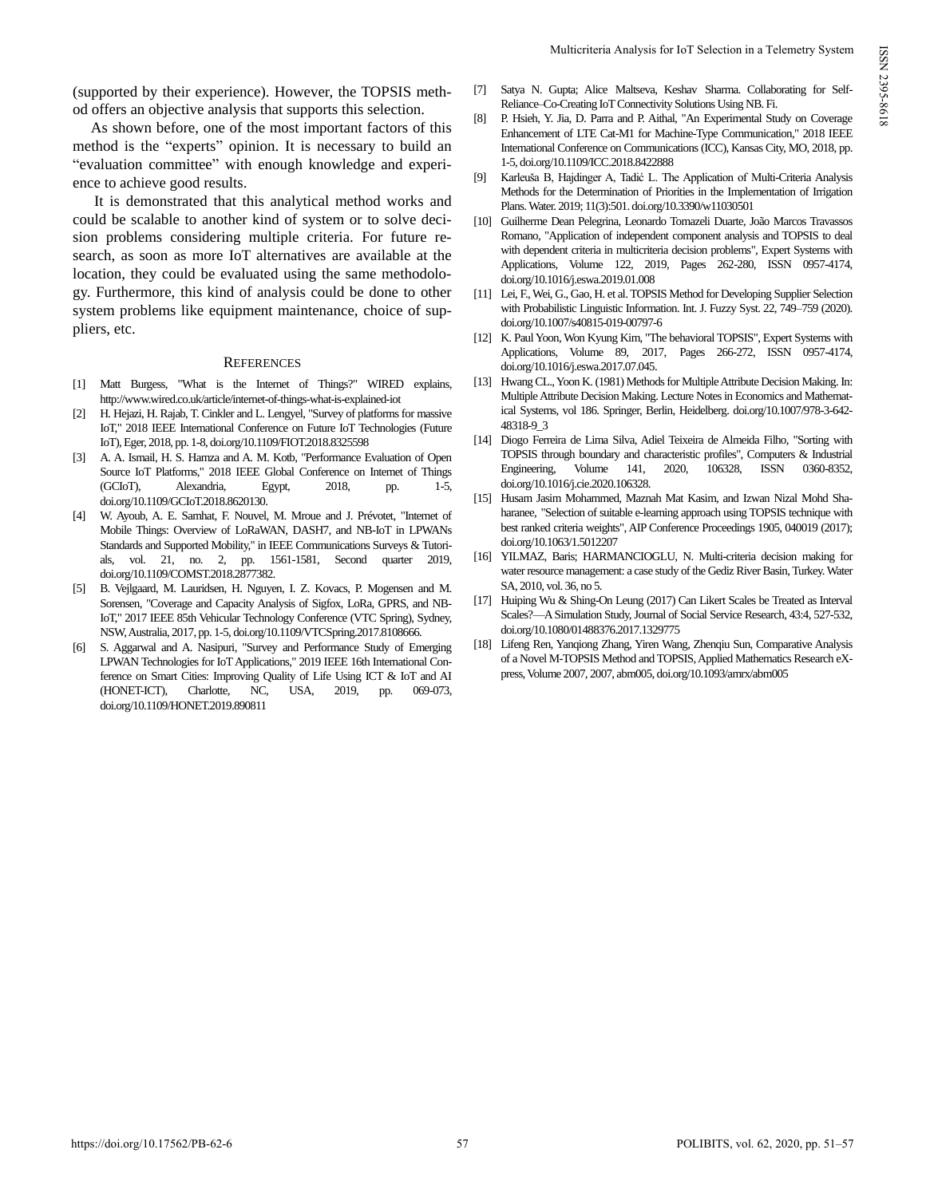(supported by their experience). However, the TOPSIS method offers an objective analysis that supports this selection.

As shown before, one of the most important factors of this method is the "experts" opinion. It is necessary to build an "evaluation committee" with enough knowledge and experience to achieve good results.

It is demonstrated that this analytical method works and could be scalable to another kind of system or to solve decision problems considering multiple criteria. For future research, as soon as more IoT alternatives are available at the location, they could be evaluated using the same methodology. Furthermore, this kind of analysis could be done to other system problems like equipment maintenance, choice of suppliers, etc.

## References

[1] Matt Burgess, "What is the Internet of Things?" WIRED explains, http://www.wired.co.uk/article/internet-of-things-what-is-explained-iot

[2] H. Hejazi, H. Rajab, T. Cinkler and L. Lengyel, "Survey of platforms for massive IoT," 2018 IEEE International Conference on Future IoT Technologies (Future IoT), Eger, 2018, pp. 1-8, doi.org/10.1109/FIOT.2018.8325598

[3] A. A. Ismail, H. S. Hamza and A. M. Kotb, "Performance Evaluation of Open Source IoT Platforms," 2018 IEEE Global Conference on Internet of Things (GCIoT), Alexandria, Egypt, 2018, pp. 1-5, doi.org/10.1109/GCIoT.2018.8620130.

[4] W. Ayoub, A. E. Samhat, F. Nouvel, M. Mroue and J. Prévotet, "Internet of Mobile Things: Overview of LoRaWAN, DASH7, and NB-IoT in LPWANs Standards and Supported Mobility," in IEEE Communications Surveys & Tutorials, vol. 21, no. 2, pp. 1561-1581, Second quarter 2019, doi.org/10.1109/COMST.2018.2877382.

[5] B. Vejlgaard, M. Lauridsen, H. Nguyen, I. Z. Kovacs, P. Mogensen and M. Sorensen, "Coverage and Capacity Analysis of Sigfox, LoRa, GPRS, and NB-IoT," 2017 IEEE 85th Vehicular Technology Conference (VTC Spring), Sydney, NSW, Australia, 2017, pp. 1-5, doi.org/10.1109/VTCSpring.2017.8108666.

[6] S. Aggarwal and A. Nasipuri, "Survey and Performance Study of Emerging LPWAN Technologies for IoT Applications," 2019 IEEE 16th International Conference on Smart Cities: Improving Quality of Life Using ICT & IoT and AI (HONET-ICT), Charlotte, NC, USA, 2019, pp. 069-073, doi.org/10.1109/HONET.2019.890811

[7] Satya N. Gupta; Alice Maltseva, Keshav Sharma. Collaborating for Self-Reliance–Co-Creating IoT Connectivity Solutions Using NB. Fi.

[8] P. Hsieh, Y. Jia, D. Parra and P. Aithal, "An Experimental Study on Coverage Enhancement of LTE Cat-M1 for Machine-Type Communication," 2018 IEEE International Conference on Communications (ICC), Kansas City, MO, 2018, pp. 1-5, doi.org/10.1109/ICC.2018.8422888

[9] Karleuša B, Hajdinger A, Tadić L. The Application of Multi-Criteria Analysis Methods for the Determination of Priorities in the Implementation of Irrigation Plans. Water. 2019; 11(3):501. doi.org/10.3390/w11030501

[10] Guilherme Dean Pelegrina, Leonardo Tomazeli Duarte, João Marcos Travassos Romano, "Application of independent component analysis and TOPSIS to deal with dependent criteria in multicriteria decision problems", Expert Systems with Applications, Volume 122, 2019, Pages 262-280, ISSN 0957-4174, doi.org/10.1016/j.eswa.2019.01.008

[11] Lei, F., Wei, G., Gao, H. et al. TOPSIS Method for Developing Supplier Selection with Probabilistic Linguistic Information. Int. J. Fuzzy Syst. 22, 749–759 (2020). doi.org/10.1007/s40815-019-00797-6

[12] K. Paul Yoon, Won Kyung Kim, "The behavioral TOPSIS", Expert Systems with Applications, Volume 89, 2017, Pages 266-272, ISSN 0957-4174, doi.org/10.1016/j.eswa.2017.07.045.

[13] Hwang CL., Yoon K. (1981) Methods for Multiple Attribute Decision Making. In: Multiple Attribute Decision Making. Lecture Notes in Economics and Mathematical Systems, vol 186. Springer, Berlin, Heidelberg. doi.org/10.1007/978-3-642-48318-9_3

[14] Diogo Ferreira de Lima Silva, Adiel Teixeira de Almeida Filho, "Sorting with TOPSIS through boundary and characteristic profiles", Computers & Industrial Engineering, Volume 141, 2020, 106328, ISSN 0360-8352, doi.org/10.1016/j.cie.2020.106328.

[15] Husam Jasim Mohammed, Maznah Mat Kasim, and Izwan Nizal Mohd Shaharanee, "Selection of suitable e-learning approach using TOPSIS technique with best ranked criteria weights", AIP Conference Proceedings 1905, 040019 (2017); doi.org/10.1063/1.5012207

[16] YILMAZ, Baris; HARMANCIOGLU, N. Multi-criteria decision making for water resource management: a case study of the Gediz River Basin, Turkey. Water SA, 2010, vol. 36, no 5.

[17] Huiping Wu & Shing-On Leung (2017) Can Likert Scales be Treated as Interval Scales?—A Simulation Study, Journal of Social Service Research, 43:4, 527-532, doi.org/10.1080/01488376.2017.1329775

[18] Lifeng Ren, Yanqiong Zhang, Yiren Wang, Zhenqiu Sun, Comparative Analysis of a Novel M-TOPSIS Method and TOPSIS, Applied Mathematics Research eXpress, Volume 2007, 2007, abm005, doi.org/10.1093/amrx/abm005